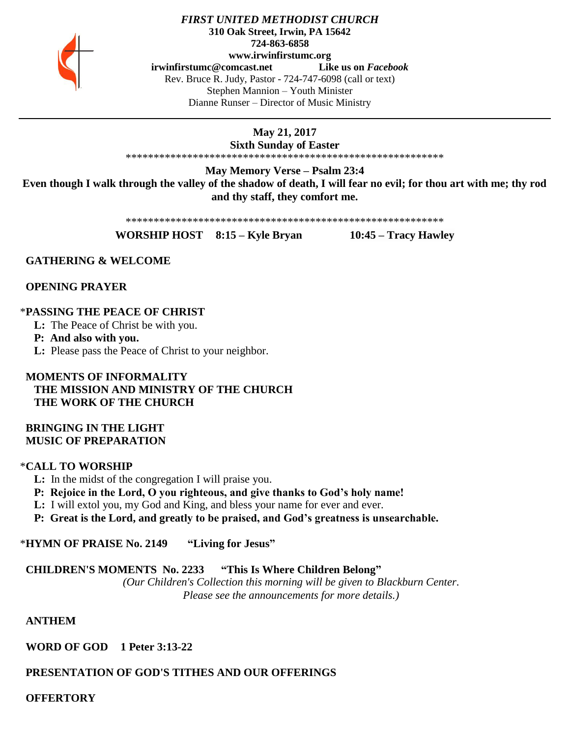***FIRST UNITED METHODIST CHURCH***
**310 Oak Street, Irwin, PA 15642**
**724-863-6858**
**www.irwinfirstumc.org**
**irwinfirstumc@comcast.net** **Like us on *Facebook***
Rev. Bruce R. Judy, Pastor - 724-747-6098 (call or text)
Stephen Mannion – Youth Minister
Dianne Runser – Director of Music Ministry

---

**May 21, 2017**
**Sixth Sunday of Easter**

**********************************************************

**May Memory Verse – Psalm 23:4**
**Even though I walk through the valley of the shadow of death, I will fear no evil; for thou art with me; thy rod and thy staff, they comfort me.**

**********************************************************

**WORSHIP HOST 8:15 – Kyle Bryan 10:45 – Tracy Hawley**

**GATHERING & WELCOME**

**OPENING PRAYER**

*__PASSING THE PEACE OF CHRIST__

**L:** The Peace of Christ be with you.
**P: And also with you.**
**L:** Please pass the Peace of Christ to your neighbor.

**MOMENTS OF INFORMALITY**
**THE MISSION AND MINISTRY OF THE CHURCH**
**THE WORK OF THE CHURCH**

**BRINGING IN THE LIGHT**
**MUSIC OF PREPARATION**

*__CALL TO WORSHIP__

**L:** In the midst of the congregation I will praise you.
**P: Rejoice in the Lord, O you righteous, and give thanks to God's holy name!**
**L:** I will extol you, my God and King, and bless your name for ever and ever.
**P: Great is the Lord, and greatly to be praised, and God's greatness is unsearchable.**

*__HYMN OF PRAISE No. 2149 "Living for Jesus"__

**CHILDREN'S MOMENTS No. 2233 "This Is Where Children Belong"**
*(Our Children's Collection this morning will be given to Blackburn Center. Please see the announcements for more details.)*

**ANTHEM**

**WORD OF GOD 1 Peter 3:13-22**

**PRESENTATION OF GOD'S TITHES AND OUR OFFERINGS**

**OFFERTORY**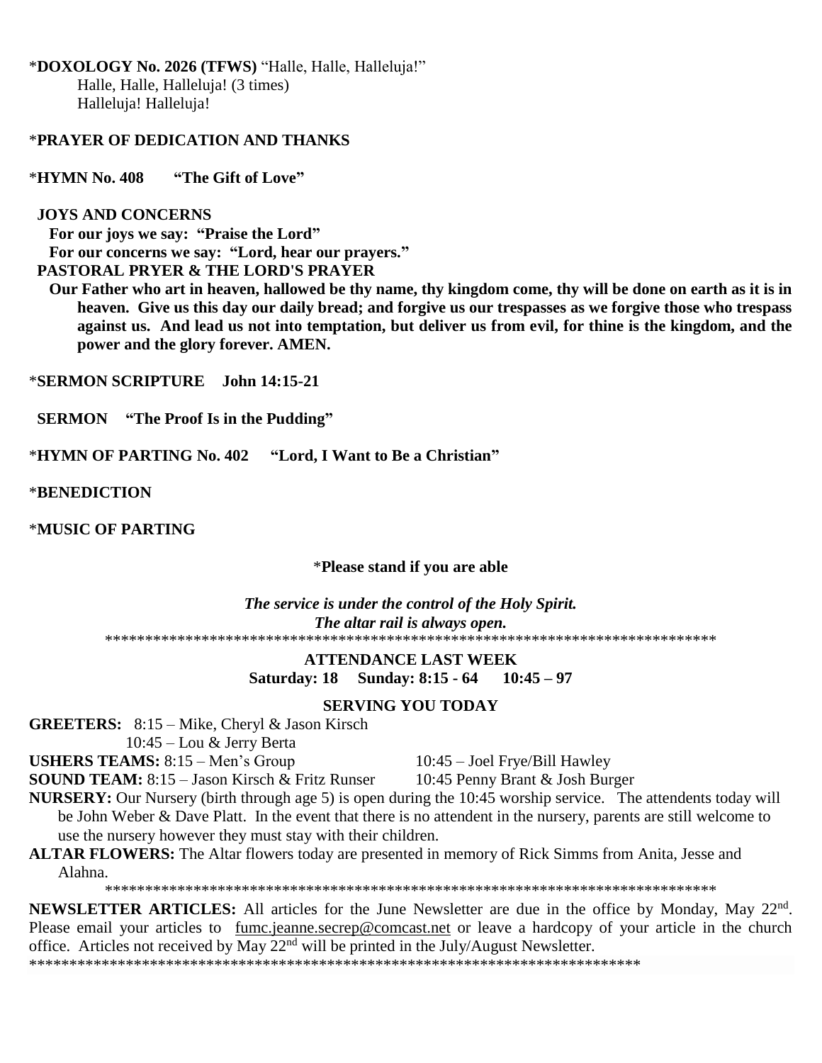\***DOXOLOGY No. 2026 (TFWS)** "Halle, Halle, Halleluja!"
Halle, Halle, Halleluja! (3 times)
Halleluja! Halleluja!

\***PRAYER OF DEDICATION AND THANKS**

\***HYMN No. 408 "The Gift of Love"**

**JOYS AND CONCERNS**
**For our joys we say: "Praise the Lord"**
**For our concerns we say: "Lord, hear our prayers."**
**PASTORAL PRYER & THE LORD'S PRAYER**
**Our Father who art in heaven, hallowed be thy name, thy kingdom come, thy will be done on earth as it is in heaven. Give us this day our daily bread; and forgive us our trespasses as we forgive those who trespass against us. And lead us not into temptation, but deliver us from evil, for thine is the kingdom, and the power and the glory forever. AMEN.**

\***SERMON SCRIPTURE John 14:15-21**

**SERMON "The Proof Is in the Pudding"**

\***HYMN OF PARTING No. 402 "Lord, I Want to Be a Christian"**

\***BENEDICTION**

\***MUSIC OF PARTING**

\***Please stand if you are able**

***The service is under the control of the Holy Spirit.***
***The altar rail is always open.***

*****************************************************************************

**ATTENDANCE LAST WEEK**
**Saturday: 18 Sunday: 8:15 - 64 10:45 – 97**

**SERVING YOU TODAY**

**GREETERS:** 8:15 – Mike, Cheryl & Jason Kirsch
10:45 – Lou & Jerry Berta

**USHERS TEAMS:** 8:15 – Men's Group 10:45 – Joel Frye/Bill Hawley

**SOUND TEAM:** 8:15 – Jason Kirsch & Fritz Runser 10:45 Penny Brant & Josh Burger

**NURSERY:** Our Nursery (birth through age 5) is open during the 10:45 worship service. The attendents today will be John Weber & Dave Platt. In the event that there is no attendent in the nursery, parents are still welcome to use the nursery however they must stay with their children.

**ALTAR FLOWERS:** The Altar flowers today are presented in memory of Rick Simms from Anita, Jesse and Alahna.

*****************************************************************************

**NEWSLETTER ARTICLES:** All articles for the June Newsletter are due in the office by Monday, May 22nd. Please email your articles to fumc.jeanne.secrep@comcast.net or leave a hardcopy of your article in the church office. Articles not received by May 22nd will be printed in the July/August Newsletter.

*****************************************************************************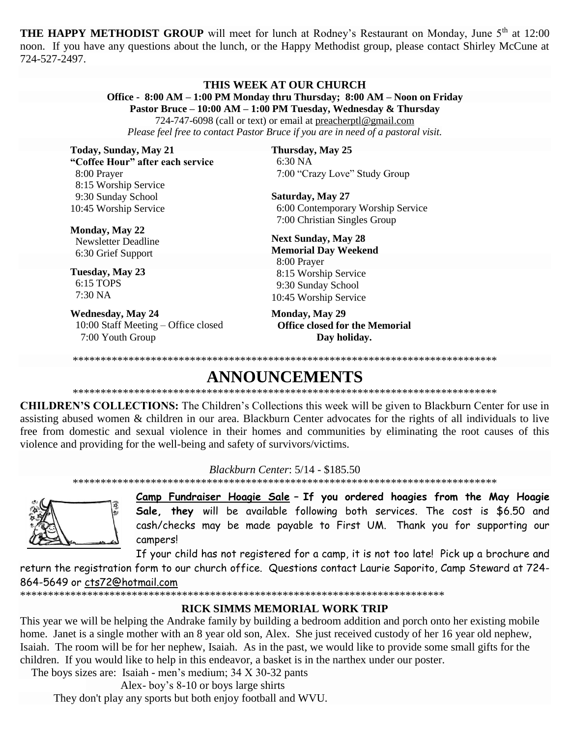**THE HAPPY METHODIST GROUP** will meet for lunch at Rodney's Restaurant on Monday, June 5th at 12:00 noon. If you have any questions about the lunch, or the Happy Methodist group, please contact Shirley McCune at 724-527-2497.

## THIS WEEK AT OUR CHURCH

**Office - 8:00 AM – 1:00 PM Monday thru Thursday; 8:00 AM – Noon on Friday**
**Pastor Bruce – 10:00 AM – 1:00 PM Tuesday, Wednesday & Thursday**
724-747-6098 (call or text) or email at preacherptl@gmail.com
*Please feel free to contact Pastor Bruce if you are in need of a pastoral visit.*

**Today, Sunday, May 21**
**"Coffee Hour" after each service**
8:00 Prayer
8:15 Worship Service
9:30 Sunday School
10:45 Worship Service

**Monday, May 22**
Newsletter Deadline
6:30 Grief Support

**Tuesday, May 23**
6:15 TOPS
7:30 NA

**Wednesday, May 24**
10:00 Staff Meeting – Office closed
7:00 Youth Group

**Thursday, May 25**
6:30 NA
7:00 "Crazy Love" Study Group

**Saturday, May 27**
6:00 Contemporary Worship Service
7:00 Christian Singles Group

**Next Sunday, May 28**
**Memorial Day Weekend**
8:00 Prayer
8:15 Worship Service
9:30 Sunday School
10:45 Worship Service

**Monday, May 29**
**Office closed for the Memorial Day holiday.**

******************************************************************************

# ANNOUNCEMENTS

******************************************************************************

**CHILDREN'S COLLECTIONS:** The Children's Collections this week will be given to Blackburn Center for use in assisting abused women & children in our area. Blackburn Center advocates for the rights of all individuals to live free from domestic and sexual violence in their homes and communities by eliminating the root causes of this violence and providing for the well-being and safety of survivors/victims.

*Blackburn Center*: 5/14 - $185.50

******************************************************************************

**Camp Fundraiser Hoagie Sale – If you ordered hoagies from the May Hoagie Sale, they** will be available following both services. The cost is $6.50 and cash/checks may be made payable to First UM. Thank you for supporting our campers!

If your child has not registered for a camp, it is not too late! Pick up a brochure and return the registration form to our church office. Questions contact Laurie Saporito, Camp Steward at 724-864-5649 or cts72@hotmail.com

******************************************************************************

## RICK SIMMS MEMORIAL WORK TRIP

This year we will be helping the Andrake family by building a bedroom addition and porch onto her existing mobile home. Janet is a single mother with an 8 year old son, Alex. She just received custody of her 16 year old nephew, Isaiah. The room will be for her nephew, Isaiah. As in the past, we would like to provide some small gifts for the children. If you would like to help in this endeavor, a basket is in the narthex under our poster.

The boys sizes are: Isaiah - men's medium; 34 X 30-32 pants
Alex- boy's 8-10 or boys large shirts

They don't play any sports but both enjoy football and WVU.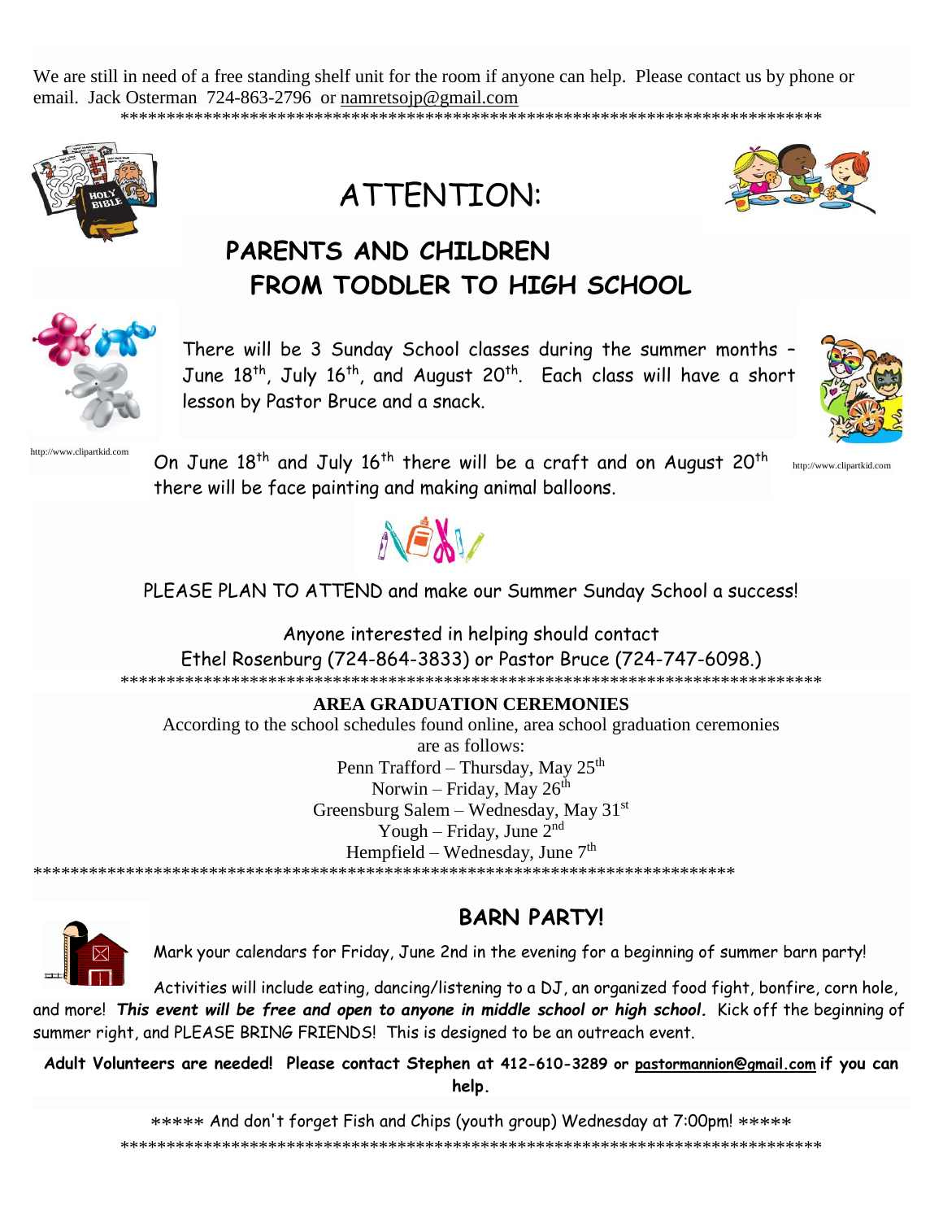We are still in need of a free standing shelf unit for the room if anyone can help. Please contact us by phone or email. Jack Osterman 724-863-2796 or namretsojp@gmail.com

*******************************************************************************

# ATTENTION:

## PARENTS AND CHILDREN FROM TODDLER TO HIGH SCHOOL

There will be 3 Sunday School classes during the summer months – June 18th, July 16th, and August 20th. Each class will have a short lesson by Pastor Bruce and a snack.

http://www.clipartkid.com

On June 18th and July 16th there will be a craft and on August 20th there will be face painting and making animal balloons.

http://www.clipartkid.com

PLEASE PLAN TO ATTEND and make our Summer Sunday School a success!

Anyone interested in helping should contact
Ethel Rosenburg (724-864-3833) or Pastor Bruce (724-747-6098.)

*******************************************************************************

**AREA GRADUATION CEREMONIES**

According to the school schedules found online, area school graduation ceremonies are as follows:

Penn Trafford – Thursday, May 25th
Norwin – Friday, May 26th
Greensburg Salem – Wednesday, May 31st
Yough – Friday, June 2nd
Hempfield – Wednesday, June 7th

*******************************************************************************

## BARN PARTY!

Mark your calendars for Friday, June 2nd in the evening for a beginning of summer barn party!

Activities will include eating, dancing/listening to a DJ, an organized food fight, bonfire, corn hole, and more! ***This event will be free and open to anyone in middle school or high school.*** Kick off the beginning of summer right, and PLEASE BRING FRIENDS! This is designed to be an outreach event.

**Adult Volunteers are needed! Please contact Stephen at 412-610-3289 or pastormannion@gmail.com if you can help.**

***** And don't forget Fish and Chips (youth group) Wednesday at 7:00pm! *****

*******************************************************************************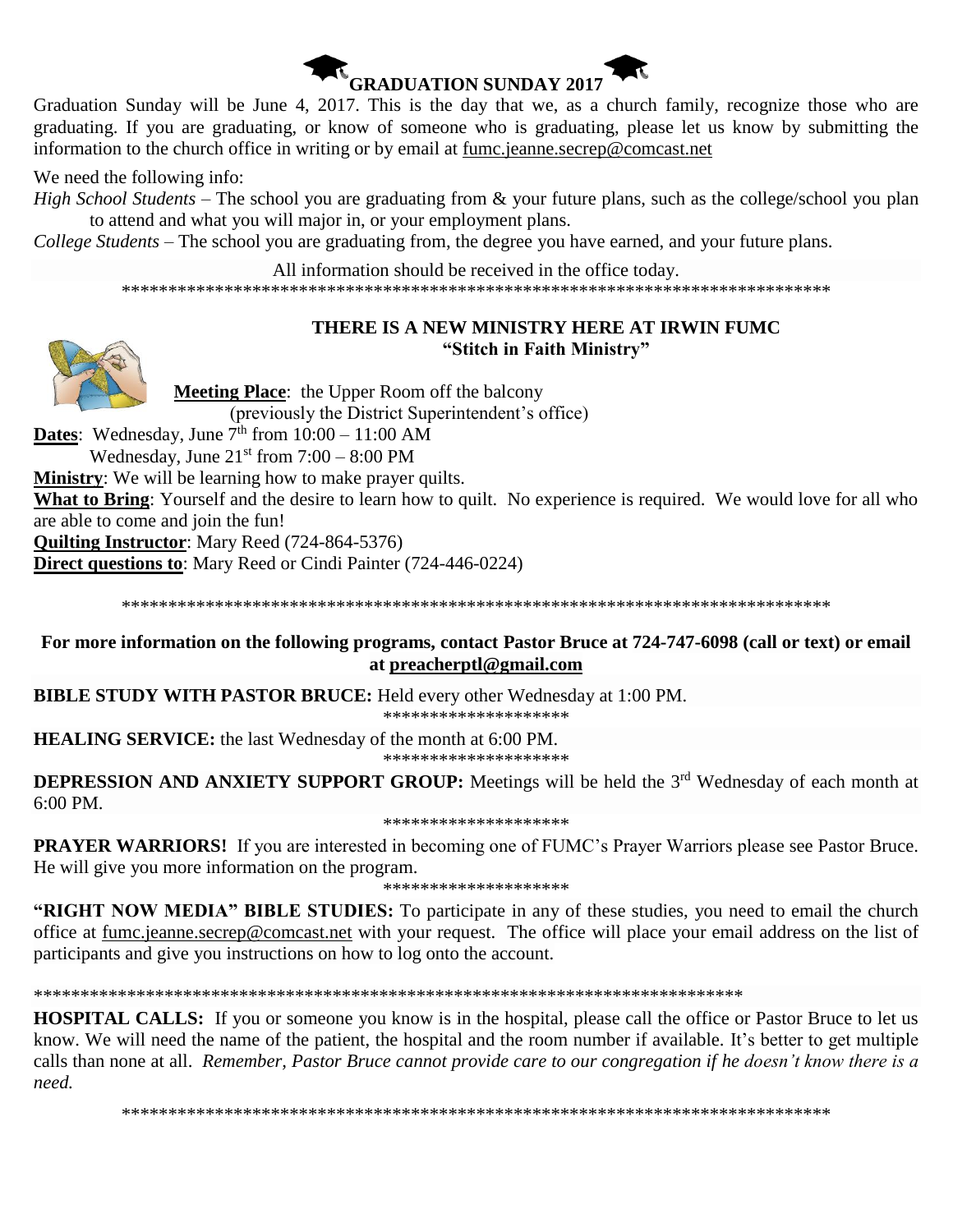# GRADUATION SUNDAY 2017

Graduation Sunday will be June 4, 2017. This is the day that we, as a church family, recognize those who are graduating. If you are graduating, or know of someone who is graduating, please let us know by submitting the information to the church office in writing or by email at fumc.jeanne.secrep@comcast.net

We need the following info:

*High School Students* – The school you are graduating from & your future plans, such as the college/school you plan to attend and what you will major in, or your employment plans.

*College Students* – The school you are graduating from, the degree you have earned, and your future plans.

All information should be received in the office today.

*******************************************************************************

## THERE IS A NEW MINISTRY HERE AT IRWIN FUMC
## "Stitch in Faith Ministry"

**Meeting Place**: the Upper Room off the balcony (previously the District Superintendent's office)

**Dates**: Wednesday, June 7th from 10:00 – 11:00 AM
Wednesday, June 21st from 7:00 – 8:00 PM

**Ministry**: We will be learning how to make prayer quilts.

**What to Bring**: Yourself and the desire to learn how to quilt. No experience is required. We would love for all who are able to come and join the fun!

**Quilting Instructor**: Mary Reed (724-864-5376)

**Direct questions to**: Mary Reed or Cindi Painter (724-446-0224)

*******************************************************************************

**For more information on the following programs, contact Pastor Bruce at 724-747-6098 (call or text) or email at preacherptl@gmail.com**

**BIBLE STUDY WITH PASTOR BRUCE:** Held every other Wednesday at 1:00 PM.

********************

**HEALING SERVICE:** the last Wednesday of the month at 6:00 PM.

********************

**DEPRESSION AND ANXIETY SUPPORT GROUP:** Meetings will be held the 3rd Wednesday of each month at 6:00 PM.

********************

**PRAYER WARRIORS!** If you are interested in becoming one of FUMC's Prayer Warriors please see Pastor Bruce. He will give you more information on the program.

********************

**"RIGHT NOW MEDIA" BIBLE STUDIES:** To participate in any of these studies, you need to email the church office at fumc.jeanne.secrep@comcast.net with your request. The office will place your email address on the list of participants and give you instructions on how to log onto the account.

*******************************************************************************

**HOSPITAL CALLS:** If you or someone you know is in the hospital, please call the office or Pastor Bruce to let us know. We will need the name of the patient, the hospital and the room number if available. It's better to get multiple calls than none at all. *Remember, Pastor Bruce cannot provide care to our congregation if he doesn't know there is a need.*

*******************************************************************************